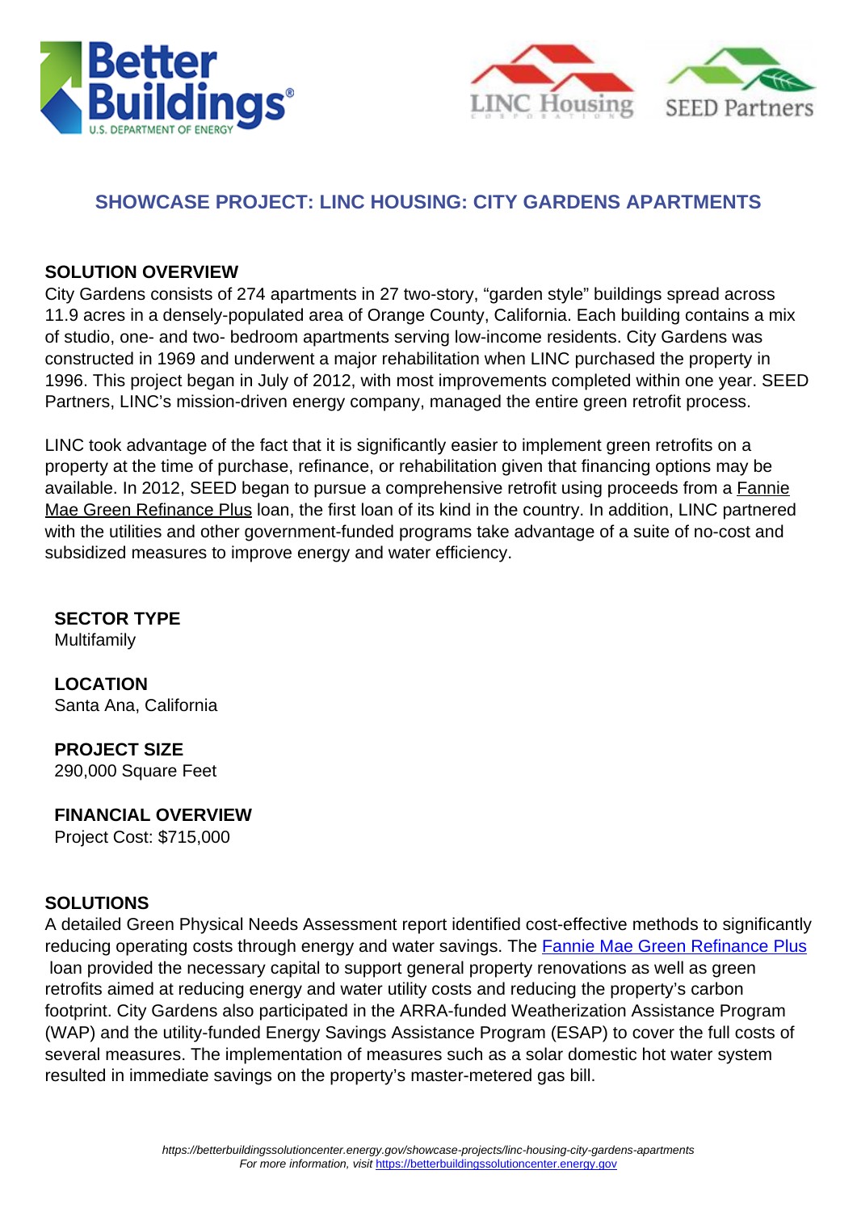# SHOWCASE PROJECT: LINC HOUSING: CITY GARDENS APARTMENTS

## SOLUTION OVERVIEW

City Gardens consists of 274 apartments in 27 two-story, "garden style" buildings spread across 11.9 acres in a densely-populated area of Orange County, California. Each building contains a mix of studio, one- and two- bedroom apartments serving low-income residents. City Gardens was constructed in 1969 and underwent a major rehabilitation when LINC purchased the property in 1996. This project began in July of 2012, with most improvements completed within one year. SEED Partners, LINC's mission-driven energy company, managed the entire green retrofit process.

LINC took advantage of the fact that it is significantly easier to implement green retrofits on a property at the time of purchase, refinance, or rehabilitation given that financing options may be available. In 2012, SEED began to pursue a comprehensive retrofit using proceeds from a Fannie Mae Green Refinance Plus loan, the first loan of its kind in the country. In addition, LINC partnered with the utilities and other government-funded programs take advantage of a suite of no-cost and subsidized measures to improve energy and water efficiency.

**SECTOR TYPE**
Multifamily

**LOCATION**
Santa Ana, California

**PROJECT SIZE**
290,000 Square Feet

**FINANCIAL OVERVIEW**
Project Cost: $715,000

## SOLUTIONS

A detailed Green Physical Needs Assessment report identified cost-effective methods to significantly reducing operating costs through energy and water savings. The Fannie Mae Green Refinance Plus loan provided the necessary capital to support general property renovations as well as green retrofits aimed at reducing energy and water utility costs and reducing the property's carbon footprint. City Gardens also participated in the ARRA-funded Weatherization Assistance Program (WAP) and the utility-funded Energy Savings Assistance Program (ESAP) to cover the full costs of several measures. The implementation of measures such as a solar domestic hot water system resulted in immediate savings on the property's master-metered gas bill.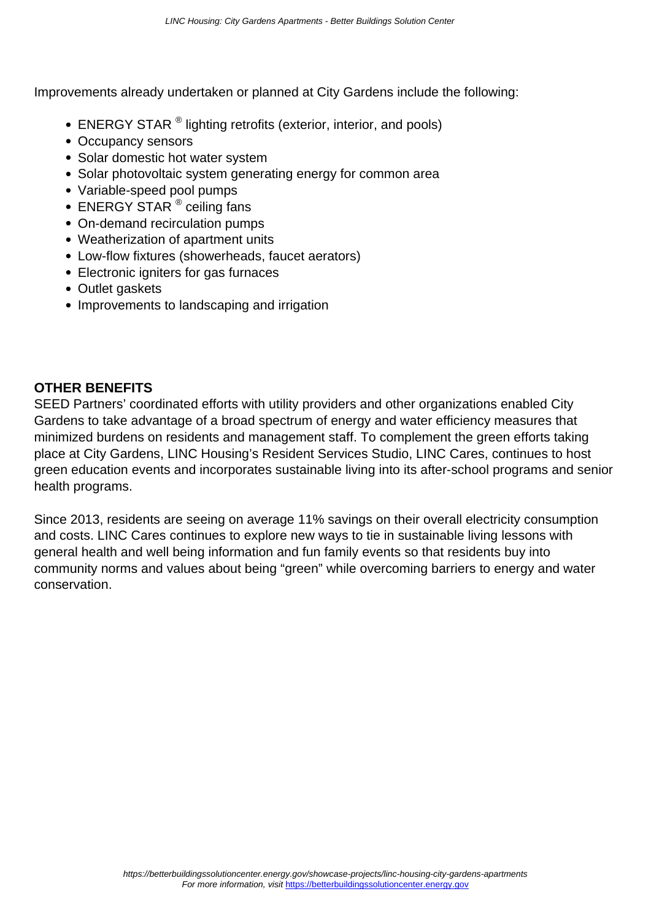Improvements already undertaken or planned at City Gardens include the following:

- ENERGY STAR ® lighting retrofits (exterior, interior, and pools)
- Occupancy sensors
- Solar domestic hot water system
- Solar photovoltaic system generating energy for common area
- Variable-speed pool pumps
- ENERGY STAR ® ceiling fans
- On-demand recirculation pumps
- Weatherization of apartment units
- Low-flow fixtures (showerheads, faucet aerators)
- Electronic igniters for gas furnaces
- Outlet gaskets
- Improvements to landscaping and irrigation

**OTHER BENEFITS**

SEED Partners' coordinated efforts with utility providers and other organizations enabled City Gardens to take advantage of a broad spectrum of energy and water efficiency measures that minimized burdens on residents and management staff. To complement the green efforts taking place at City Gardens, LINC Housing's Resident Services Studio, LINC Cares, continues to host green education events and incorporates sustainable living into its after-school programs and senior health programs.

Since 2013, residents are seeing on average 11% savings on their overall electricity consumption and costs. LINC Cares continues to explore new ways to tie in sustainable living lessons with general health and well being information and fun family events so that residents buy into community norms and values about being "green" while overcoming barriers to energy and water conservation.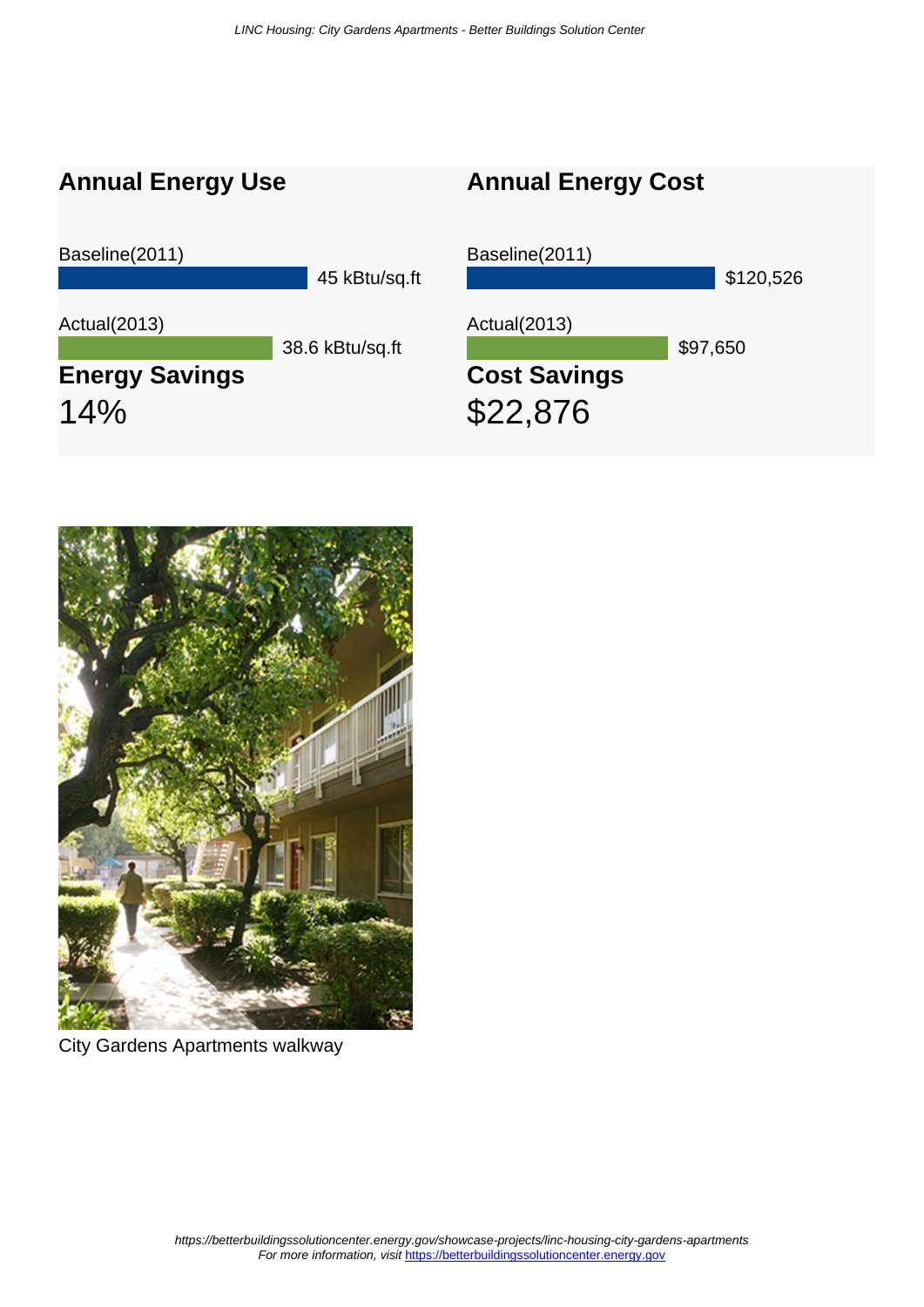## Annual Energy Use

Baseline(2011)

45 kBtu/sq.ft

Actual(2013)

38.6 kBtu/sq.ft

**Energy Savings**

14%

## Annual Energy Cost

Baseline(2011)

$120,526

Actual(2013)

$97,650

**Cost Savings**

$22,876

City Gardens Apartments walkway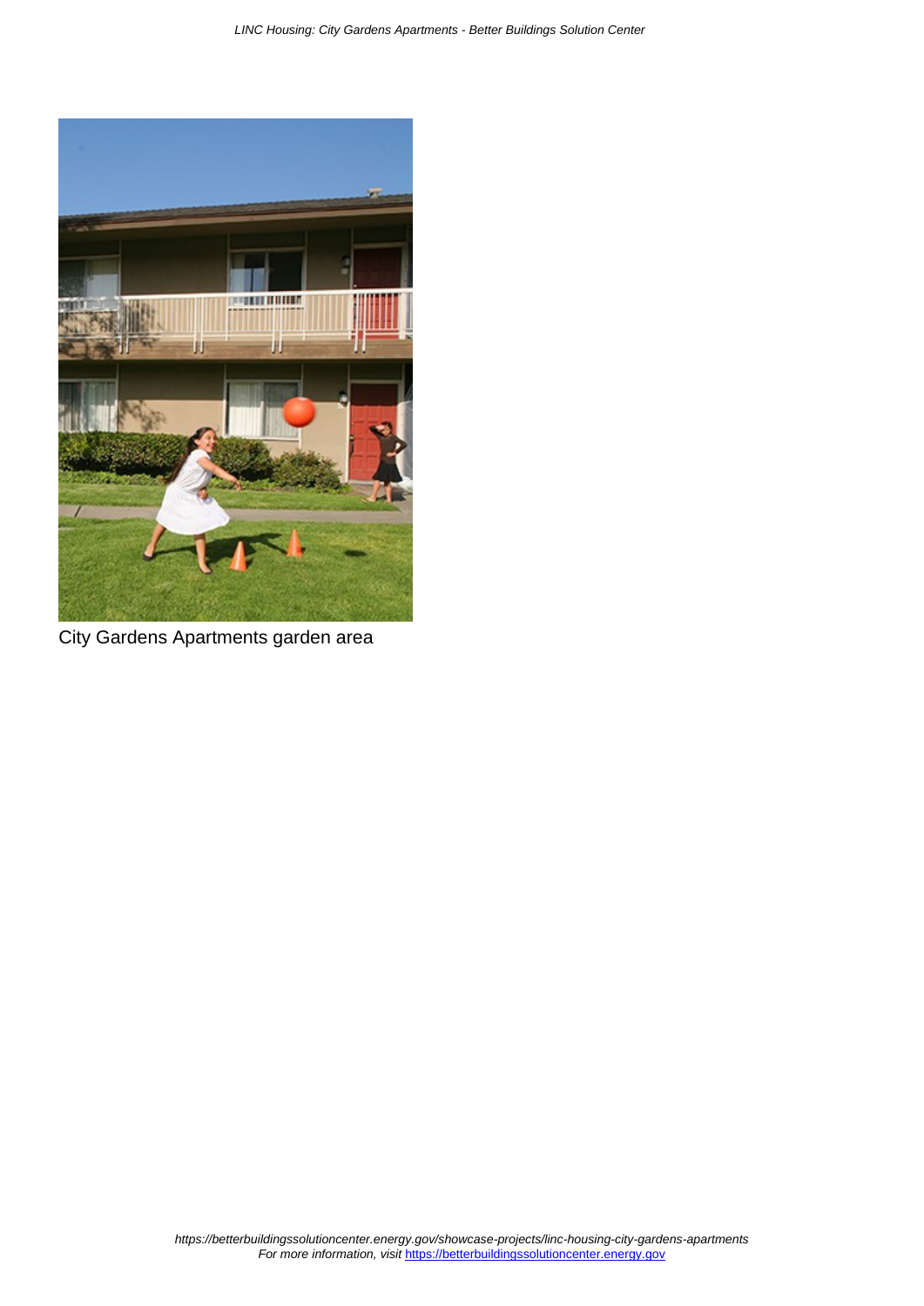City Gardens Apartments garden area